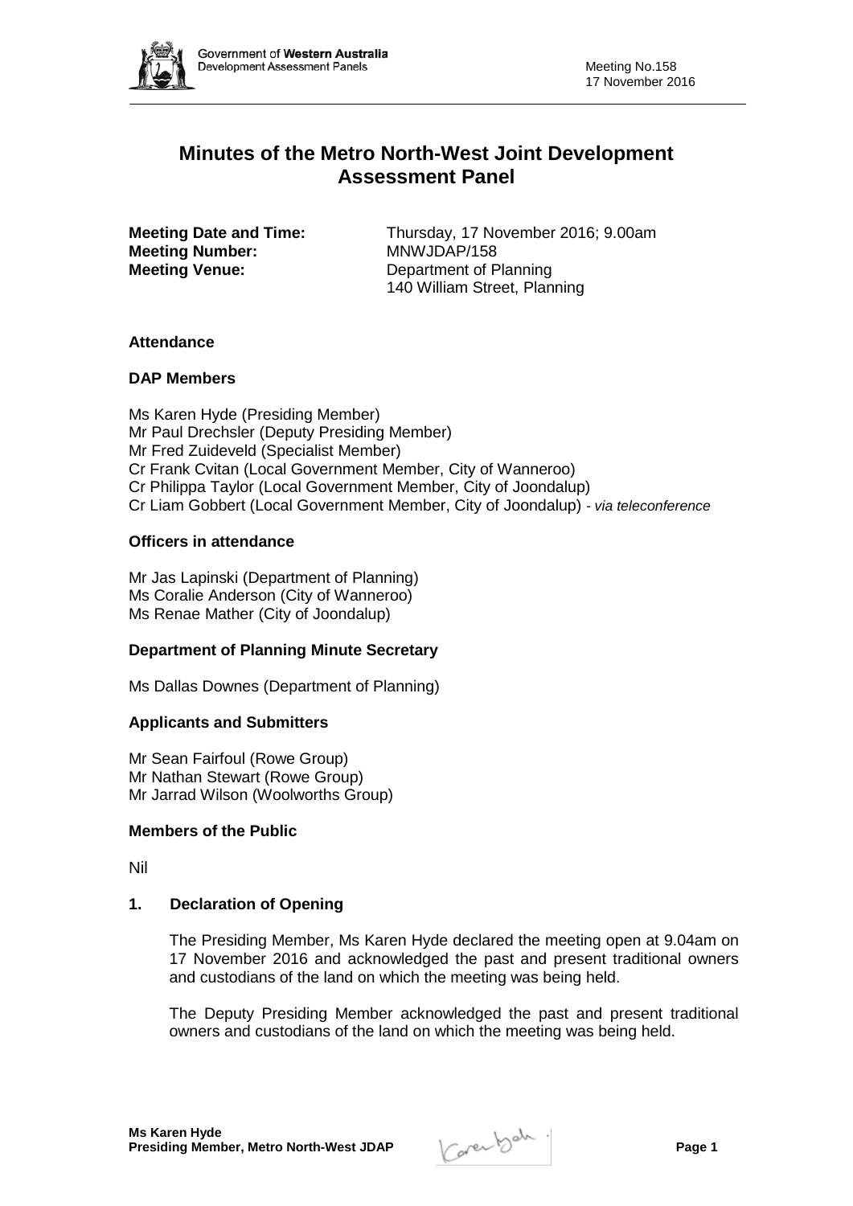# Minutes of the Metro North-West Joint Development Assessment Panel

**Meeting Date and Time:** Thursday, 17 November 2016; 9.00am
**Meeting Number:** MNWJDAP/158
**Meeting Venue:** Department of Planning
140 William Street, Planning

### Attendance

### DAP Members

Ms Karen Hyde (Presiding Member)
Mr Paul Drechsler (Deputy Presiding Member)
Mr Fred Zuideveld (Specialist Member)
Cr Frank Cvitan (Local Government Member, City of Wanneroo)
Cr Philippa Taylor (Local Government Member, City of Joondalup)
Cr Liam Gobbert (Local Government Member, City of Joondalup) - *via teleconference*

### Officers in attendance

Mr Jas Lapinski (Department of Planning)
Ms Coralie Anderson (City of Wanneroo)
Ms Renae Mather (City of Joondalup)

### Department of Planning Minute Secretary

Ms Dallas Downes (Department of Planning)

### Applicants and Submitters

Mr Sean Fairfoul (Rowe Group)
Mr Nathan Stewart (Rowe Group)
Mr Jarrad Wilson (Woolworths Group)

### Members of the Public

Nil

### 1. Declaration of Opening

The Presiding Member, Ms Karen Hyde declared the meeting open at 9.04am on 17 November 2016 and acknowledged the past and present traditional owners and custodians of the land on which the meeting was being held.

The Deputy Presiding Member acknowledged the past and present traditional owners and custodians of the land on which the meeting was being held.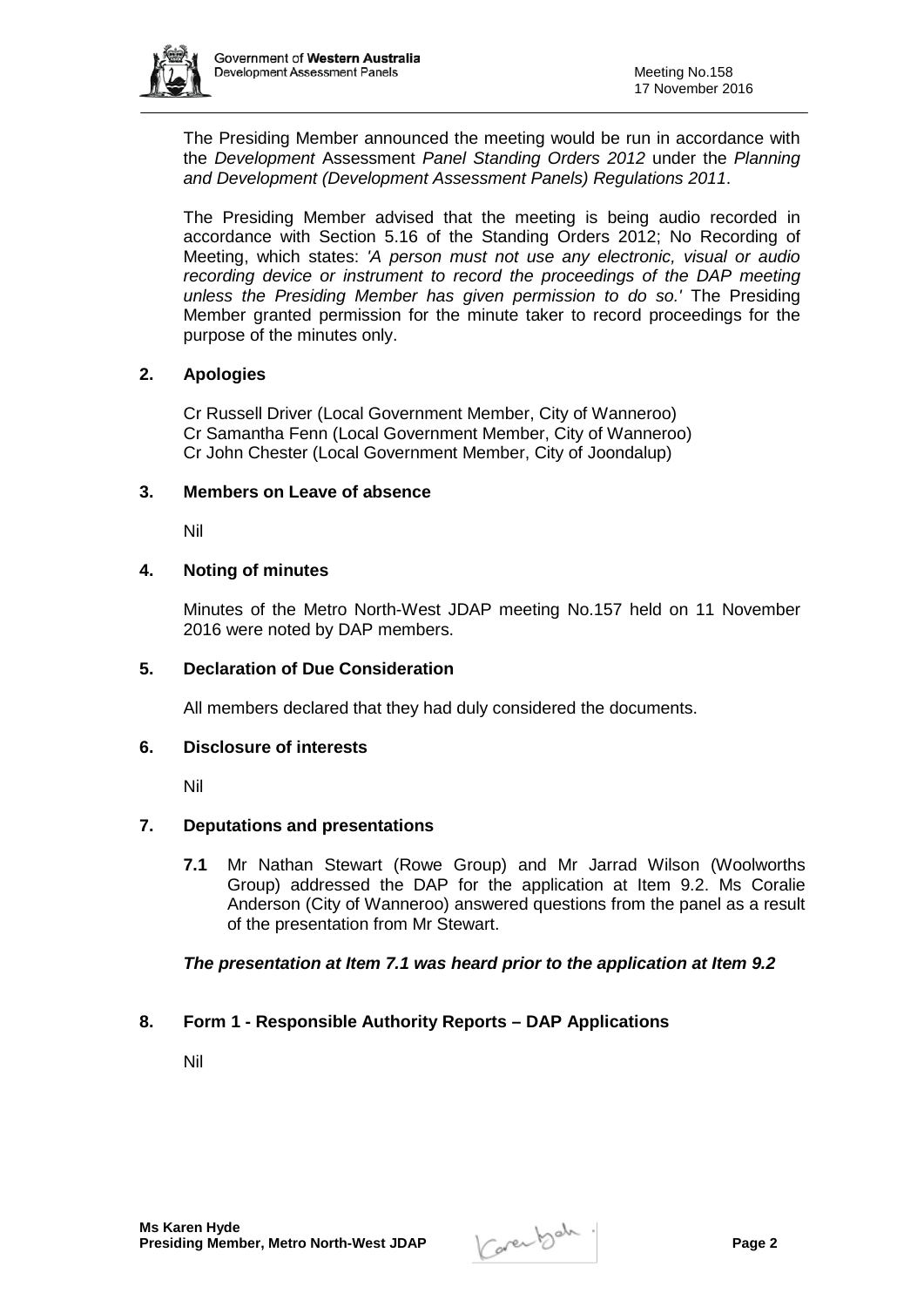The Presiding Member announced the meeting would be run in accordance with the *Development* Assessment *Panel Standing Orders 2012* under the *Planning and Development (Development Assessment Panels) Regulations 2011*.

The Presiding Member advised that the meeting is being audio recorded in accordance with Section 5.16 of the Standing Orders 2012; No Recording of Meeting, which states: *'A person must not use any electronic, visual or audio recording device or instrument to record the proceedings of the DAP meeting unless the Presiding Member has given permission to do so.'* The Presiding Member granted permission for the minute taker to record proceedings for the purpose of the minutes only.

## 2. Apologies

Cr Russell Driver (Local Government Member, City of Wanneroo)
Cr Samantha Fenn (Local Government Member, City of Wanneroo)
Cr John Chester (Local Government Member, City of Joondalup)

## 3. Members on Leave of absence

Nil

## 4. Noting of minutes

Minutes of the Metro North-West JDAP meeting No.157 held on 11 November 2016 were noted by DAP members.

## 5. Declaration of Due Consideration

All members declared that they had duly considered the documents.

## 6. Disclosure of interests

Nil

## 7. Deputations and presentations

**7.1** Mr Nathan Stewart (Rowe Group) and Mr Jarrad Wilson (Woolworths Group) addressed the DAP for the application at Item 9.2. Ms Coralie Anderson (City of Wanneroo) answered questions from the panel as a result of the presentation from Mr Stewart.

***The presentation at Item 7.1 was heard prior to the application at Item 9.2***

## 8. Form 1 - Responsible Authority Reports – DAP Applications

Nil

**Ms Karen Hyde**
**Presiding Member, Metro North-West JDAP**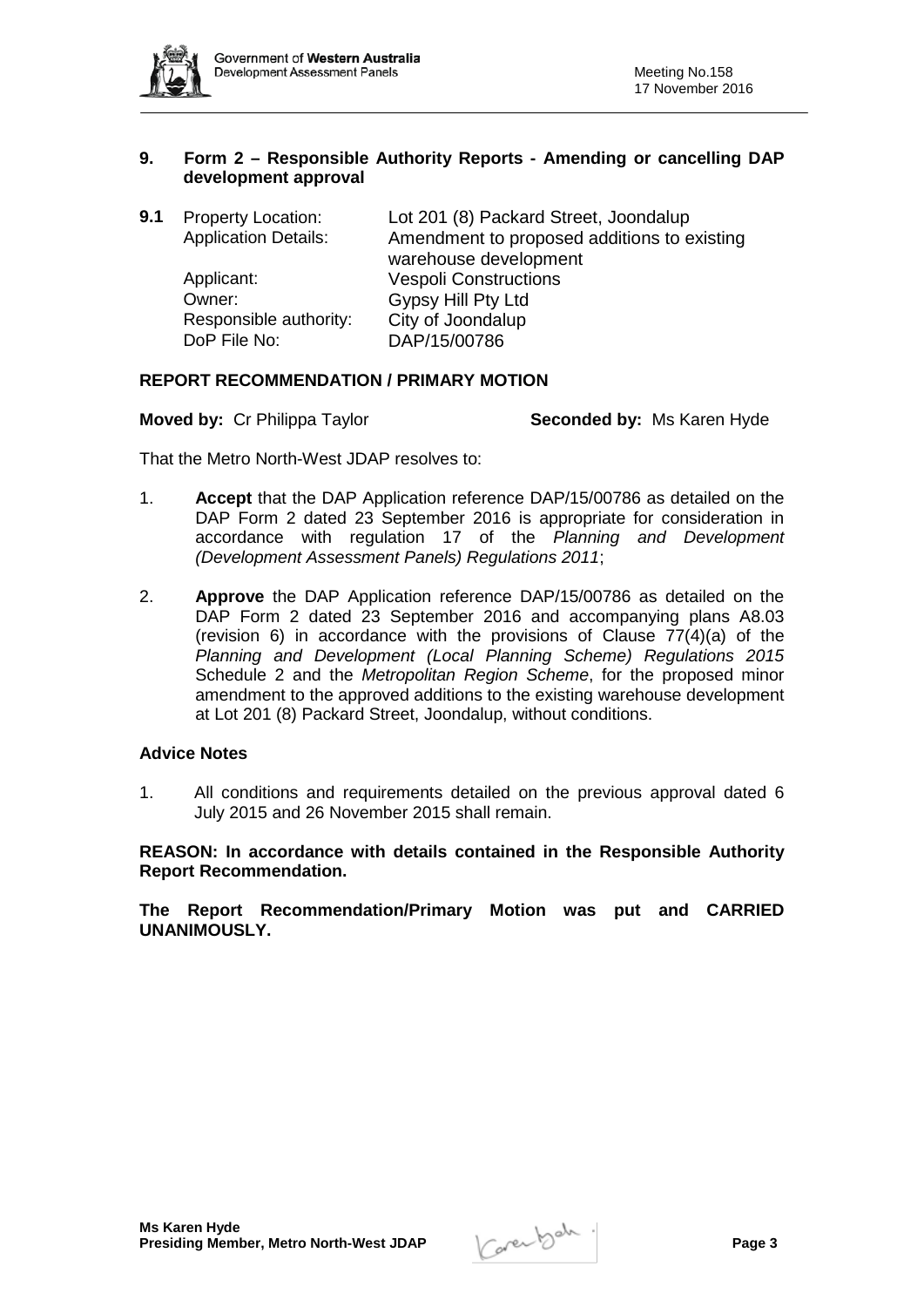## 9. Form 2 – Responsible Authority Reports - Amending or cancelling DAP development approval

**9.1**

| | |
|---|---|
| Property Location: | Lot 201 (8) Packard Street, Joondalup |
| Application Details: | Amendment to proposed additions to existing warehouse development |
| Applicant: | Vespoli Constructions |
| Owner: | Gypsy Hill Pty Ltd |
| Responsible authority: | City of Joondalup |
| DoP File No: | DAP/15/00786 |

**REPORT RECOMMENDATION / PRIMARY MOTION**

**Moved by:** Cr Philippa Taylor **Seconded by:** Ms Karen Hyde

That the Metro North-West JDAP resolves to:

1. **Accept** that the DAP Application reference DAP/15/00786 as detailed on the DAP Form 2 dated 23 September 2016 is appropriate for consideration in accordance with regulation 17 of the *Planning and Development (Development Assessment Panels) Regulations 2011*;

2. **Approve** the DAP Application reference DAP/15/00786 as detailed on the DAP Form 2 dated 23 September 2016 and accompanying plans A8.03 (revision 6) in accordance with the provisions of Clause 77(4)(a) of the *Planning and Development (Local Planning Scheme) Regulations 2015* Schedule 2 and the *Metropolitan Region Scheme*, for the proposed minor amendment to the approved additions to the existing warehouse development at Lot 201 (8) Packard Street, Joondalup, without conditions.

**Advice Notes**

1. All conditions and requirements detailed on the previous approval dated 6 July 2015 and 26 November 2015 shall remain.

**REASON: In accordance with details contained in the Responsible Authority Report Recommendation.**

**The Report Recommendation/Primary Motion was put and CARRIED UNANIMOUSLY.**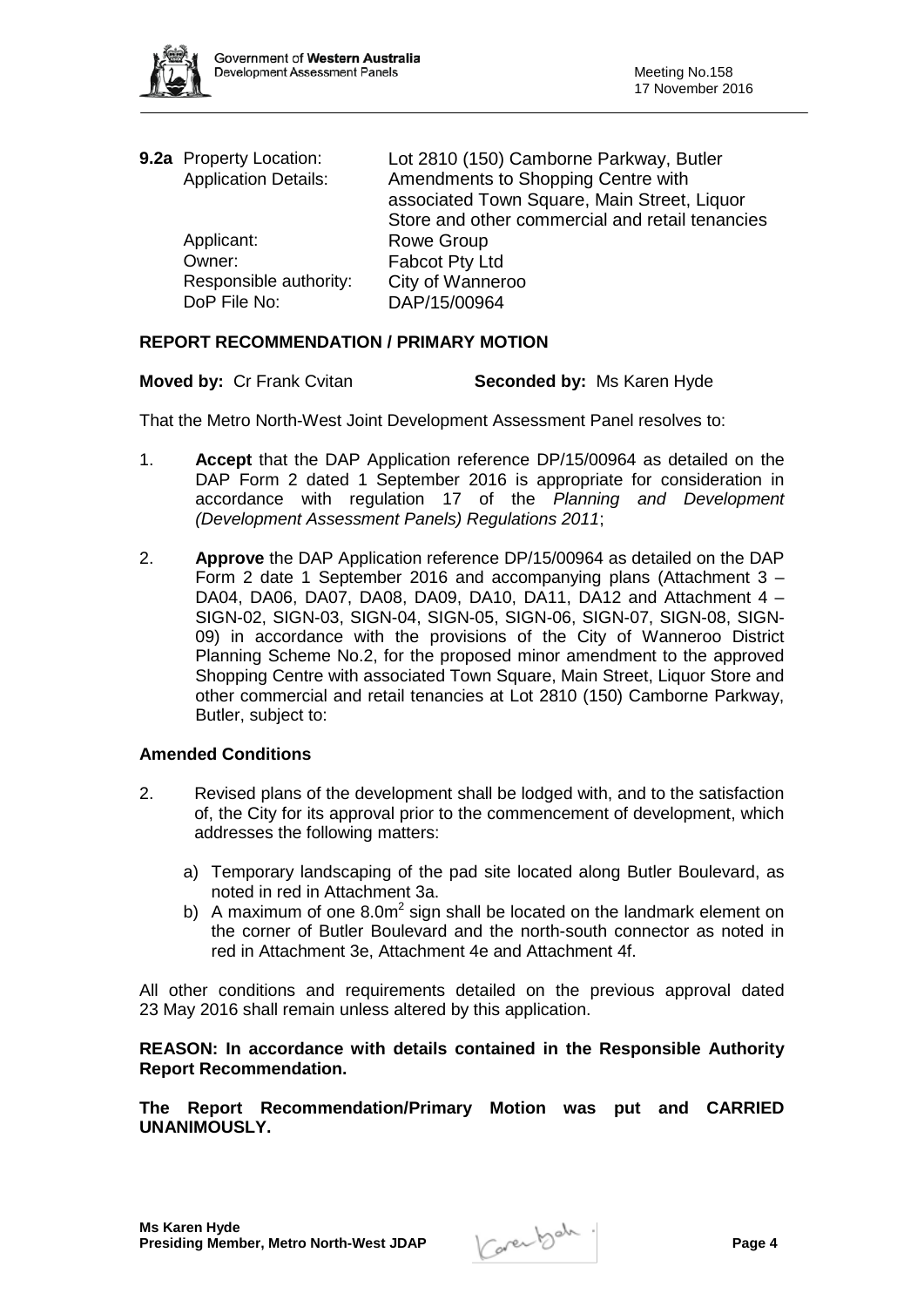**9.2a** Property Location: Lot 2810 (150) Camborne Parkway, Butler
Application Details: Amendments to Shopping Centre with associated Town Square, Main Street, Liquor Store and other commercial and retail tenancies
Applicant: Rowe Group
Owner: Fabcot Pty Ltd
Responsible authority: City of Wanneroo
DoP File No: DAP/15/00964

**REPORT RECOMMENDATION / PRIMARY MOTION**

**Moved by:** Cr Frank Cvitan **Seconded by:** Ms Karen Hyde

That the Metro North-West Joint Development Assessment Panel resolves to:

1. **Accept** that the DAP Application reference DP/15/00964 as detailed on the DAP Form 2 dated 1 September 2016 is appropriate for consideration in accordance with regulation 17 of the *Planning and Development (Development Assessment Panels) Regulations 2011*;

2. **Approve** the DAP Application reference DP/15/00964 as detailed on the DAP Form 2 date 1 September 2016 and accompanying plans (Attachment 3 – DA04, DA06, DA07, DA08, DA09, DA10, DA11, DA12 and Attachment 4 – SIGN-02, SIGN-03, SIGN-04, SIGN-05, SIGN-06, SIGN-07, SIGN-08, SIGN-09) in accordance with the provisions of the City of Wanneroo District Planning Scheme No.2, for the proposed minor amendment to the approved Shopping Centre with associated Town Square, Main Street, Liquor Store and other commercial and retail tenancies at Lot 2810 (150) Camborne Parkway, Butler, subject to:

**Amended Conditions**

2. Revised plans of the development shall be lodged with, and to the satisfaction of, the City for its approval prior to the commencement of development, which addresses the following matters:

   a) Temporary landscaping of the pad site located along Butler Boulevard, as noted in red in Attachment 3a.

   b) A maximum of one $8.0m^2$ sign shall be located on the landmark element on the corner of Butler Boulevard and the north-south connector as noted in red in Attachment 3e, Attachment 4e and Attachment 4f.

All other conditions and requirements detailed on the previous approval dated 23 May 2016 shall remain unless altered by this application.

**REASON: In accordance with details contained in the Responsible Authority Report Recommendation.**

**The Report Recommendation/Primary Motion was put and CARRIED UNANIMOUSLY.**

**Ms Karen Hyde**
**Presiding Member, Metro North-West JDAP**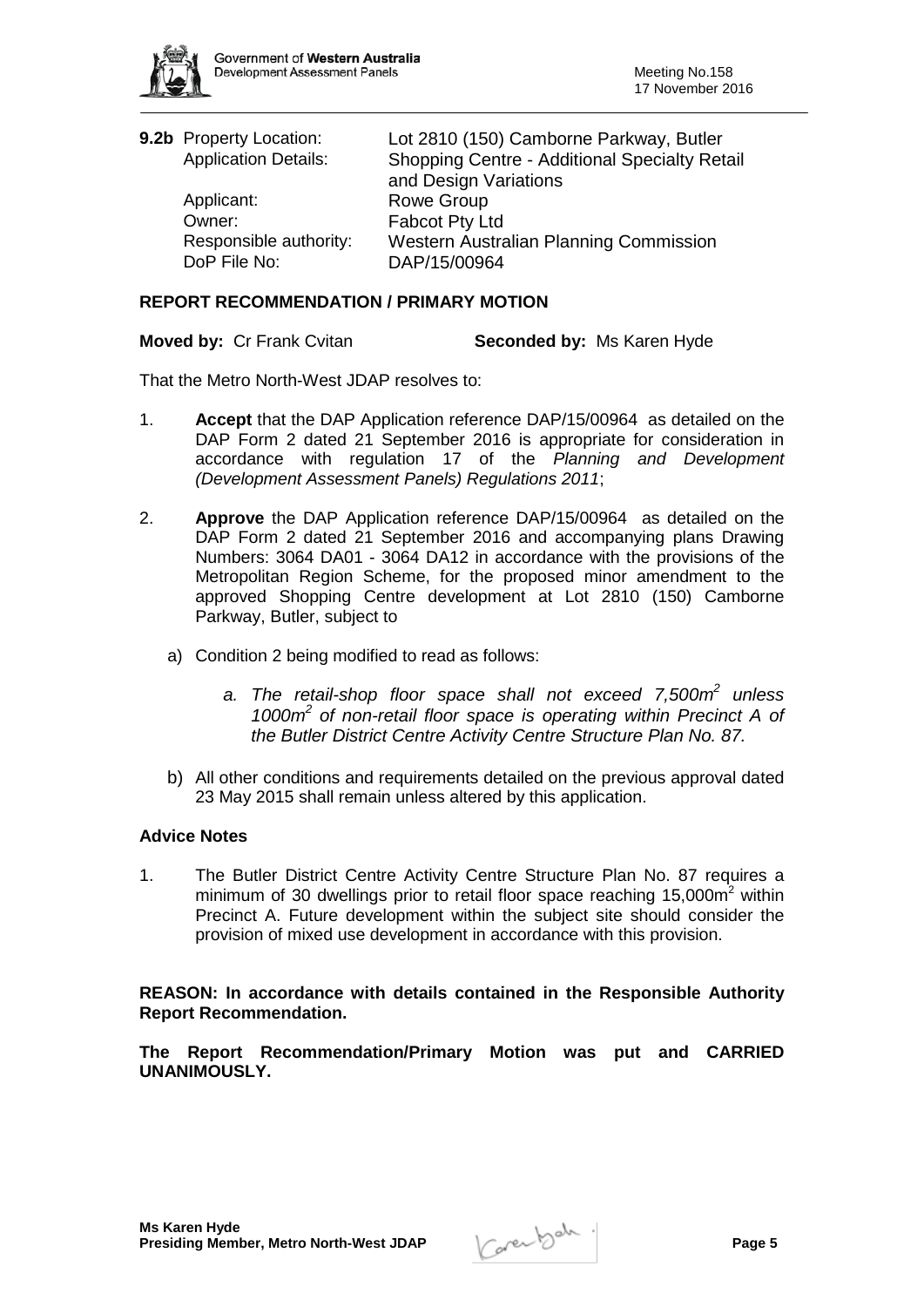**9.2b** Property Location: Lot 2810 (150) Camborne Parkway, Butler
Application Details: Shopping Centre - Additional Specialty Retail and Design Variations
Applicant: Rowe Group
Owner: Fabcot Pty Ltd
Responsible authority: Western Australian Planning Commission
DoP File No: DAP/15/00964

**REPORT RECOMMENDATION / PRIMARY MOTION**

**Moved by:** Cr Frank Cvitan **Seconded by:** Ms Karen Hyde

That the Metro North-West JDAP resolves to:

1. **Accept** that the DAP Application reference DAP/15/00964 as detailed on the DAP Form 2 dated 21 September 2016 is appropriate for consideration in accordance with regulation 17 of the *Planning and Development (Development Assessment Panels) Regulations 2011*;

2. **Approve** the DAP Application reference DAP/15/00964 as detailed on the DAP Form 2 dated 21 September 2016 and accompanying plans Drawing Numbers: 3064 DA01 - 3064 DA12 in accordance with the provisions of the Metropolitan Region Scheme, for the proposed minor amendment to the approved Shopping Centre development at Lot 2810 (150) Camborne Parkway, Butler, subject to

   a) Condition 2 being modified to read as follows:

      *a. The retail-shop floor space shall not exceed 7,500m$^2$ unless 1000m$^2$ of non-retail floor space is operating within Precinct A of the Butler District Centre Activity Centre Structure Plan No. 87.*

   b) All other conditions and requirements detailed on the previous approval dated 23 May 2015 shall remain unless altered by this application.

**Advice Notes**

1. The Butler District Centre Activity Centre Structure Plan No. 87 requires a minimum of 30 dwellings prior to retail floor space reaching 15,000m$^2$ within Precinct A. Future development within the subject site should consider the provision of mixed use development in accordance with this provision.

**REASON: In accordance with details contained in the Responsible Authority Report Recommendation.**

**The Report Recommendation/Primary Motion was put and CARRIED UNANIMOUSLY.**

**Ms Karen Hyde**
**Presiding Member, Metro North-West JDAP**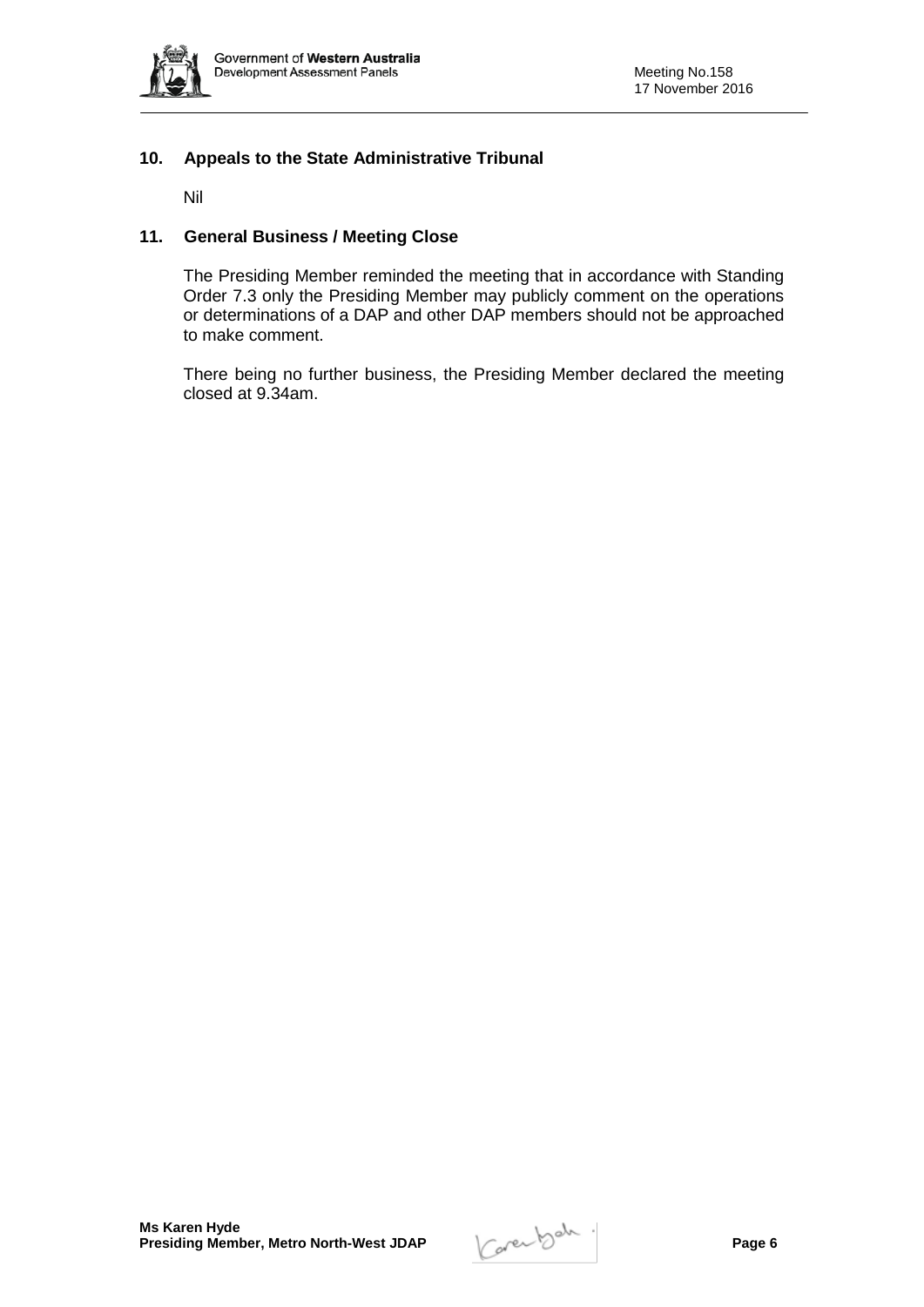## 10. Appeals to the State Administrative Tribunal

Nil

## 11. General Business / Meeting Close

The Presiding Member reminded the meeting that in accordance with Standing Order 7.3 only the Presiding Member may publicly comment on the operations or determinations of a DAP and other DAP members should not be approached to make comment.

There being no further business, the Presiding Member declared the meeting closed at 9.34am.